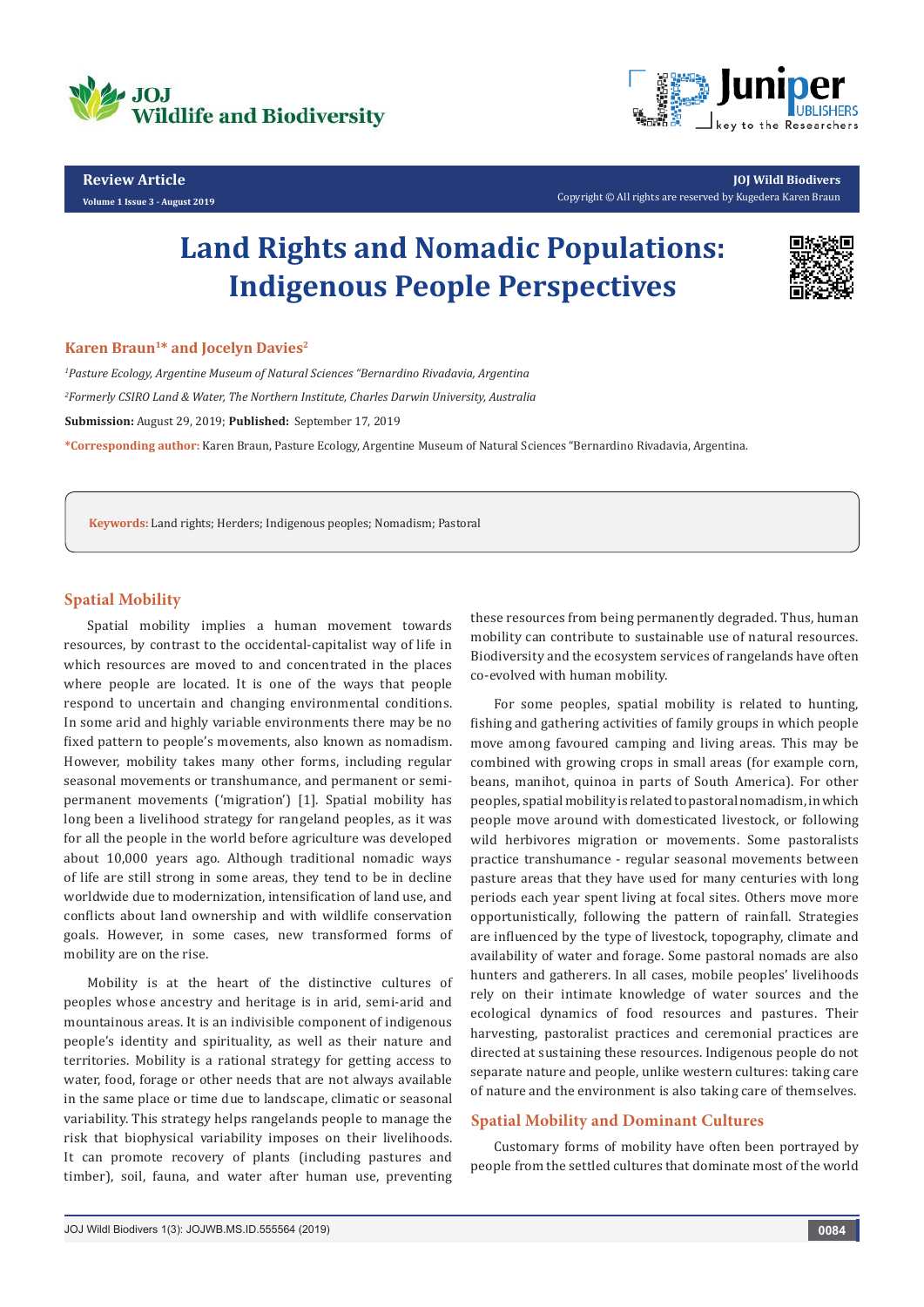Review Article

Volume 1 Issue 3 - August 2019

Copyright © All rights are reserved by Kugedera Karen Braun

# Land Rights and Nomadic Populations: Indigenous People Perspectives

**Karen Braun[1]* and Jocelyn Davies[2]**

*[1]Pasture Ecology, Argentine Museum of Natural Sciences "Bernardino Rivadavia, Argentina*

*[2]Formerly CSIRO Land & Water, The Northern Institute, Charles Darwin University, Australia*

**Submission:** August 29, 2019; **Published:** September 17, 2019

***Corresponding author:** Karen Braun, Pasture Ecology, Argentine Museum of Natural Sciences "Bernardino Rivadavia, Argentina.

**Keywords:** Land rights; Herders; Indigenous peoples; Nomadism; Pastoral

## Spatial Mobility

Spatial mobility implies a human movement towards resources, by contrast to the occidental-capitalist way of life in which resources are moved to and concentrated in the places where people are located. It is one of the ways that people respond to uncertain and changing environmental conditions. In some arid and highly variable environments there may be no fixed pattern to people's movements, also known as nomadism. However, mobility takes many other forms, including regular seasonal movements or transhumance, and permanent or semi-permanent movements ('migration') [1]. Spatial mobility has long been a livelihood strategy for rangeland peoples, as it was for all the people in the world before agriculture was developed about 10,000 years ago. Although traditional nomadic ways of life are still strong in some areas, they tend to be in decline worldwide due to modernization, intensification of land use, and conflicts about land ownership and with wildlife conservation goals. However, in some cases, new transformed forms of mobility are on the rise.

Mobility is at the heart of the distinctive cultures of peoples whose ancestry and heritage is in arid, semi-arid and mountainous areas. It is an indivisible component of indigenous people's identity and spirituality, as well as their nature and territories. Mobility is a rational strategy for getting access to water, food, forage or other needs that are not always available in the same place or time due to landscape, climatic or seasonal variability. This strategy helps rangelands people to manage the risk that biophysical variability imposes on their livelihoods. It can promote recovery of plants (including pastures and timber), soil, fauna, and water after human use, preventing these resources from being permanently degraded. Thus, human mobility can contribute to sustainable use of natural resources. Biodiversity and the ecosystem services of rangelands have often co-evolved with human mobility.

For some peoples, spatial mobility is related to hunting, fishing and gathering activities of family groups in which people move among favoured camping and living areas. This may be combined with growing crops in small areas (for example corn, beans, manihot, quinoa in parts of South America). For other peoples, spatial mobility is related to pastoral nomadism, in which people move around with domesticated livestock, or following wild herbivores migration or movements. Some pastoralists practice transhumance - regular seasonal movements between pasture areas that they have used for many centuries with long periods each year spent living at focal sites. Others move more opportunistically, following the pattern of rainfall. Strategies are influenced by the type of livestock, topography, climate and availability of water and forage. Some pastoral nomads are also hunters and gatherers. In all cases, mobile peoples' livelihoods rely on their intimate knowledge of water sources and the ecological dynamics of food resources and pastures. Their harvesting, pastoralist practices and ceremonial practices are directed at sustaining these resources. Indigenous people do not separate nature and people, unlike western cultures: taking care of nature and the environment is also taking care of themselves.

## Spatial Mobility and Dominant Cultures

Customary forms of mobility have often been portrayed by people from the settled cultures that dominate most of the world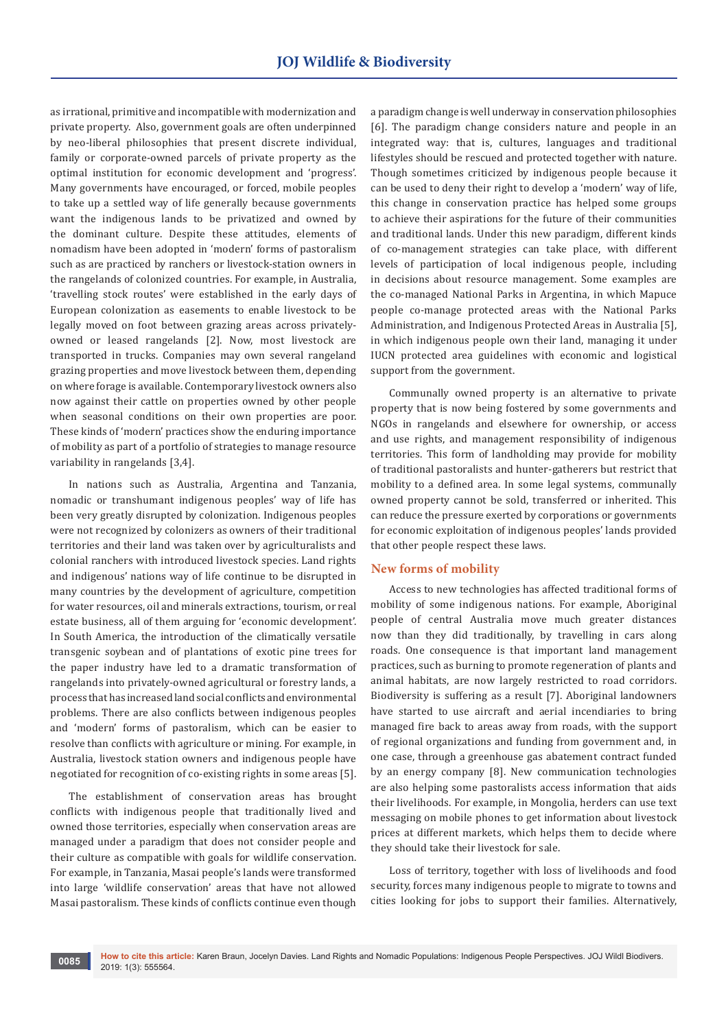as irrational, primitive and incompatible with modernization and private property. Also, government goals are often underpinned by neo-liberal philosophies that present discrete individual, family or corporate-owned parcels of private property as the optimal institution for economic development and 'progress'. Many governments have encouraged, or forced, mobile peoples to take up a settled way of life generally because governments want the indigenous lands to be privatized and owned by the dominant culture. Despite these attitudes, elements of nomadism have been adopted in 'modern' forms of pastoralism such as are practiced by ranchers or livestock-station owners in the rangelands of colonized countries. For example, in Australia, 'travelling stock routes' were established in the early days of European colonization as easements to enable livestock to be legally moved on foot between grazing areas across privately-owned or leased rangelands [2]. Now, most livestock are transported in trucks. Companies may own several rangeland grazing properties and move livestock between them, depending on where forage is available. Contemporary livestock owners also now against their cattle on properties owned by other people when seasonal conditions on their own properties are poor. These kinds of 'modern' practices show the enduring importance of mobility as part of a portfolio of strategies to manage resource variability in rangelands [3,4].

In nations such as Australia, Argentina and Tanzania, nomadic or transhumant indigenous peoples' way of life has been very greatly disrupted by colonization. Indigenous peoples were not recognized by colonizers as owners of their traditional territories and their land was taken over by agriculturalists and colonial ranchers with introduced livestock species. Land rights and indigenous' nations way of life continue to be disrupted in many countries by the development of agriculture, competition for water resources, oil and minerals extractions, tourism, or real estate business, all of them arguing for 'economic development'. In South America, the introduction of the climatically versatile transgenic soybean and of plantations of exotic pine trees for the paper industry have led to a dramatic transformation of rangelands into privately-owned agricultural or forestry lands, a process that has increased land social conflicts and environmental problems. There are also conflicts between indigenous peoples and 'modern' forms of pastoralism, which can be easier to resolve than conflicts with agriculture or mining. For example, in Australia, livestock station owners and indigenous people have negotiated for recognition of co-existing rights in some areas [5].

The establishment of conservation areas has brought conflicts with indigenous people that traditionally lived and owned those territories, especially when conservation areas are managed under a paradigm that does not consider people and their culture as compatible with goals for wildlife conservation. For example, in Tanzania, Masai people's lands were transformed into large 'wildlife conservation' areas that have not allowed Masai pastoralism. These kinds of conflicts continue even though a paradigm change is well underway in conservation philosophies [6]. The paradigm change considers nature and people in an integrated way: that is, cultures, languages and traditional lifestyles should be rescued and protected together with nature. Though sometimes criticized by indigenous people because it can be used to deny their right to develop a 'modern' way of life, this change in conservation practice has helped some groups to achieve their aspirations for the future of their communities and traditional lands. Under this new paradigm, different kinds of co-management strategies can take place, with different levels of participation of local indigenous people, including in decisions about resource management. Some examples are the co-managed National Parks in Argentina, in which Mapuce people co-manage protected areas with the National Parks Administration, and Indigenous Protected Areas in Australia [5], in which indigenous people own their land, managing it under IUCN protected area guidelines with economic and logistical support from the government.

Communally owned property is an alternative to private property that is now being fostered by some governments and NGOs in rangelands and elsewhere for ownership, or access and use rights, and management responsibility of indigenous territories. This form of landholding may provide for mobility of traditional pastoralists and hunter-gatherers but restrict that mobility to a defined area. In some legal systems, communally owned property cannot be sold, transferred or inherited. This can reduce the pressure exerted by corporations or governments for economic exploitation of indigenous peoples' lands provided that other people respect these laws.

## New forms of mobility

Access to new technologies has affected traditional forms of mobility of some indigenous nations. For example, Aboriginal people of central Australia move much greater distances now than they did traditionally, by travelling in cars along roads. One consequence is that important land management practices, such as burning to promote regeneration of plants and animal habitats, are now largely restricted to road corridors. Biodiversity is suffering as a result [7]. Aboriginal landowners have started to use aircraft and aerial incendiaries to bring managed fire back to areas away from roads, with the support of regional organizations and funding from government and, in one case, through a greenhouse gas abatement contract funded by an energy company [8]. New communication technologies are also helping some pastoralists access information that aids their livelihoods. For example, in Mongolia, herders can use text messaging on mobile phones to get information about livestock prices at different markets, which helps them to decide where they should take their livestock for sale.

Loss of territory, together with loss of livelihoods and food security, forces many indigenous people to migrate to towns and cities looking for jobs to support their families. Alternatively,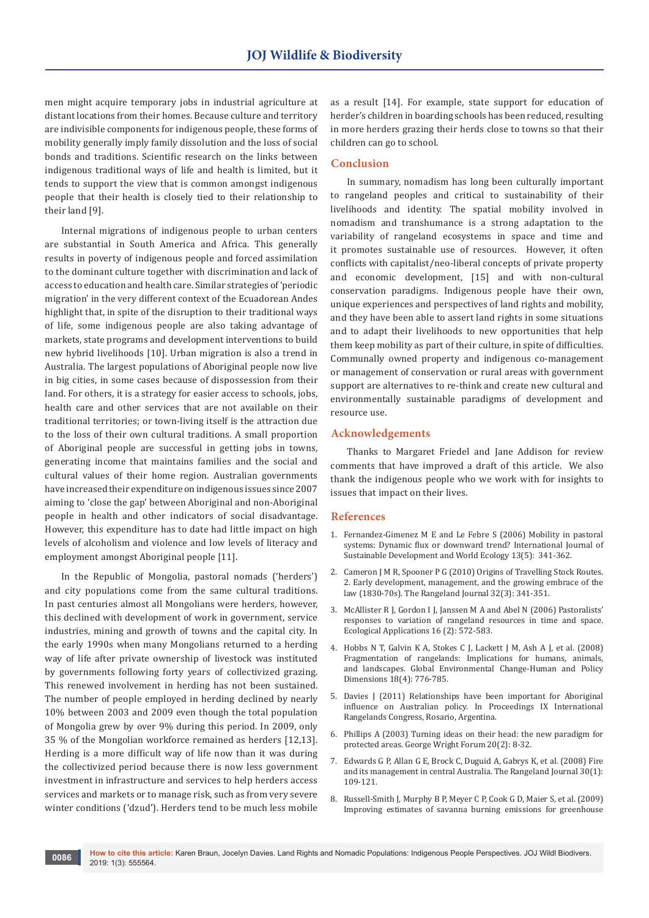men might acquire temporary jobs in industrial agriculture at distant locations from their homes. Because culture and territory are indivisible components for indigenous people, these forms of mobility generally imply family dissolution and the loss of social bonds and traditions. Scientific research on the links between indigenous traditional ways of life and health is limited, but it tends to support the view that is common amongst indigenous people that their health is closely tied to their relationship to their land [9].

Internal migrations of indigenous people to urban centers are substantial in South America and Africa. This generally results in poverty of indigenous people and forced assimilation to the dominant culture together with discrimination and lack of access to education and health care. Similar strategies of 'periodic migration' in the very different context of the Ecuadorean Andes highlight that, in spite of the disruption to their traditional ways of life, some indigenous people are also taking advantage of markets, state programs and development interventions to build new hybrid livelihoods [10]. Urban migration is also a trend in Australia. The largest populations of Aboriginal people now live in big cities, in some cases because of dispossession from their land. For others, it is a strategy for easier access to schools, jobs, health care and other services that are not available on their traditional territories; or town-living itself is the attraction due to the loss of their own cultural traditions. A small proportion of Aboriginal people are successful in getting jobs in towns, generating income that maintains families and the social and cultural values of their home region. Australian governments have increased their expenditure on indigenous issues since 2007 aiming to 'close the gap' between Aboriginal and non-Aboriginal people in health and other indicators of social disadvantage. However, this expenditure has to date had little impact on high levels of alcoholism and violence and low levels of literacy and employment amongst Aboriginal people [11].

In the Republic of Mongolia, pastoral nomads ('herders') and city populations come from the same cultural traditions. In past centuries almost all Mongolians were herders, however, this declined with development of work in government, service industries, mining and growth of towns and the capital city. In the early 1990s when many Mongolians returned to a herding way of life after private ownership of livestock was instituted by governments following forty years of collectivized grazing. This renewed involvement in herding has not been sustained. The number of people employed in herding declined by nearly 10% between 2003 and 2009 even though the total population of Mongolia grew by over 9% during this period. In 2009, only 35 % of the Mongolian workforce remained as herders [12,13]. Herding is a more difficult way of life now than it was during the collectivized period because there is now less government investment in infrastructure and services to help herders access services and markets or to manage risk, such as from very severe winter conditions ('dzud'). Herders tend to be much less mobile as a result [14]. For example, state support for education of herder's children in boarding schools has been reduced, resulting in more herders grazing their herds close to towns so that their children can go to school.

## Conclusion

In summary, nomadism has long been culturally important to rangeland peoples and critical to sustainability of their livelihoods and identity. The spatial mobility involved in nomadism and transhumance is a strong adaptation to the variability of rangeland ecosystems in space and time and it promotes sustainable use of resources. However, it often conflicts with capitalist/neo-liberal concepts of private property and economic development, [15] and with non-cultural conservation paradigms. Indigenous people have their own, unique experiences and perspectives of land rights and mobility, and they have been able to assert land rights in some situations and to adapt their livelihoods to new opportunities that help them keep mobility as part of their culture, in spite of difficulties. Communally owned property and indigenous co-management or management of conservation or rural areas with government support are alternatives to re-think and create new cultural and environmentally sustainable paradigms of development and resource use.

## Acknowledgements

Thanks to Margaret Friedel and Jane Addison for review comments that have improved a draft of this article. We also thank the indigenous people who we work with for insights to issues that impact on their lives.

## References

1. Fernandez-Gimenez M E and Le Febre S (2006) Mobility in pastoral systems: Dynamic flux or downward trend? International Journal of Sustainable Development and World Ecology 13(5): 341-362.
2. Cameron J M R, Spooner P G (2010) Origins of Travelling Stock Routes. 2. Early development, management, and the growing embrace of the law (1830-70s). The Rangeland Journal 32(3): 341-351.
3. McAllister R J, Gordon I J, Janssen M A and Abel N (2006) Pastoralists' responses to variation of rangeland resources in time and space. Ecological Applications 16 (2): 572-583.
4. Hobbs N T, Galvin K A, Stokes C J, Lackett J M, Ash A J, et al. (2008) Fragmentation of rangelands: Implications for humans, animals, and landscapes. Global Environmental Change-Human and Policy Dimensions 18(4): 776-785.
5. Davies J (2011) Relationships have been important for Aboriginal influence on Australian policy. In Proceedings IX International Rangelands Congress, Rosario, Argentina.
6. Phillips A (2003) Turning ideas on their head: the new paradigm for protected areas. George Wright Forum 20(2): 8-32.
7. Edwards G P, Allan G E, Brock C, Duguid A, Gabrys K, et al. (2008) Fire and its management in central Australia. The Rangeland Journal 30(1): 109-121.
8. Russell-Smith J, Murphy B P, Meyer C P, Cook G D, Maier S, et al. (2009) Improving estimates of savanna burning emissions for greenhouse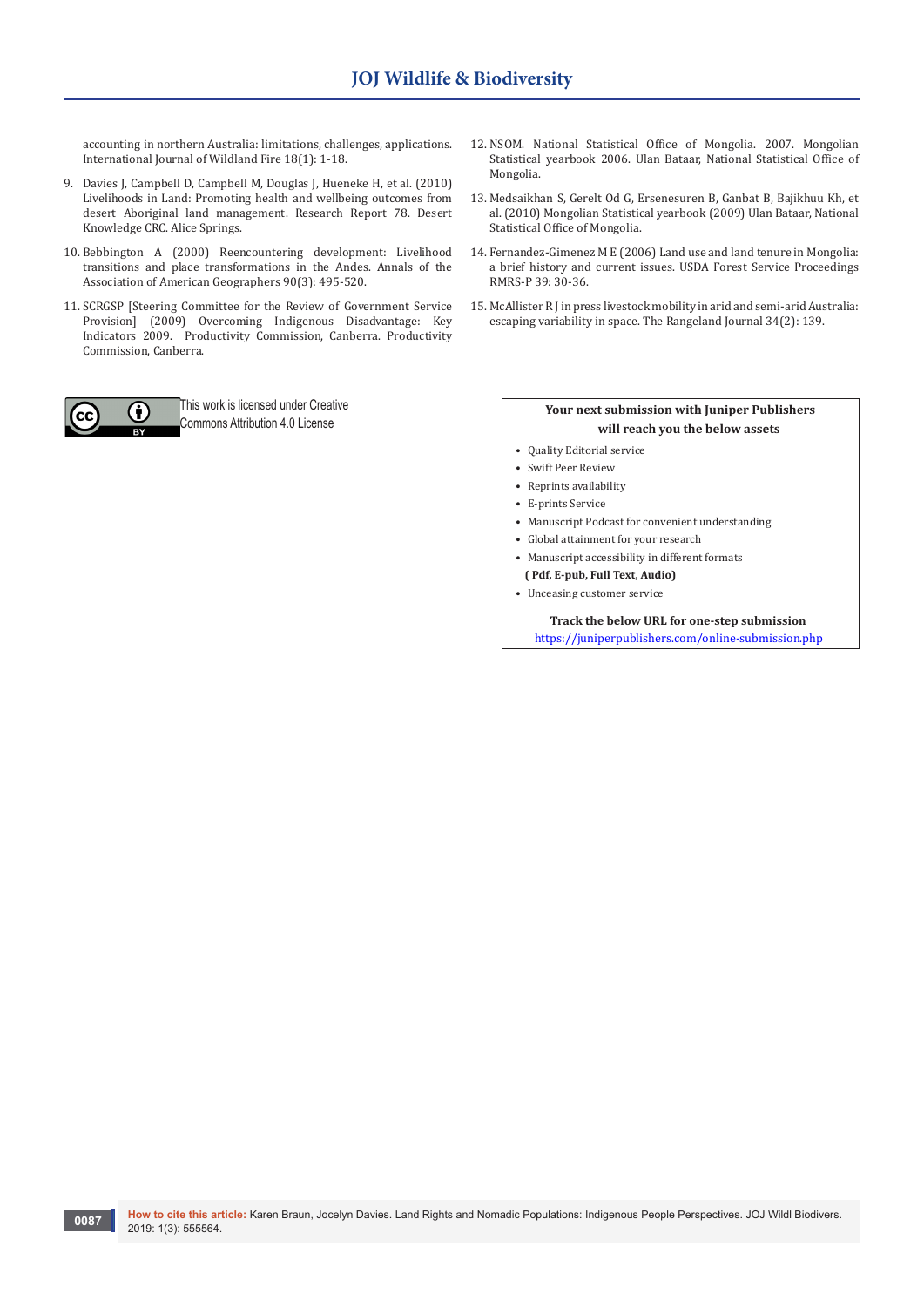accounting in northern Australia: limitations, challenges, applications. International Journal of Wildland Fire 18(1): 1-18.

9. Davies J, Campbell D, Campbell M, Douglas J, Hueneke H, et al. (2010) Livelihoods in Land: Promoting health and wellbeing outcomes from desert Aboriginal land management. Research Report 78. Desert Knowledge CRC. Alice Springs.
10. Bebbington A (2000) Reencountering development: Livelihood transitions and place transformations in the Andes. Annals of the Association of American Geographers 90(3): 495-520.
11. SCRGSP [Steering Committee for the Review of Government Service Provision] (2009) Overcoming Indigenous Disadvantage: Key Indicators 2009. Productivity Commission, Canberra. Productivity Commission, Canberra.
12. NSOM. National Statistical Office of Mongolia. 2007. Mongolian Statistical yearbook 2006. Ulan Bataar, National Statistical Office of Mongolia.
13. Medsaikhan S, Gerelt Od G, Ersenesuren B, Ganbat B, Bajikhuu Kh, et al. (2010) Mongolian Statistical yearbook (2009) Ulan Bataar, National Statistical Office of Mongolia.
14. Fernandez-Gimenez M E (2006) Land use and land tenure in Mongolia: a brief history and current issues. USDA Forest Service Proceedings RMRS-P 39: 30-36.
15. McAllister R J in press livestock mobility in arid and semi-arid Australia: escaping variability in space. The Rangeland Journal 34(2): 139.

This work is licensed under Creative Commons Attribution 4.0 License

**Your next submission with Juniper Publishers will reach you the below assets**

- Quality Editorial service
- Swift Peer Review
- Reprints availability
- E-prints Service
- Manuscript Podcast for convenient understanding
- Global attainment for your research
- Manuscript accessibility in different formats **( Pdf, E-pub, Full Text, Audio)**
- Unceasing customer service

**Track the below URL for one-step submission**
https://juniperpublishers.com/online-submission.php

**How to cite this article:** Karen Braun, Jocelyn Davies. Land Rights and Nomadic Populations: Indigenous People Perspectives. JOJ Wildl Biodivers. 2019: 1(3): 555564.